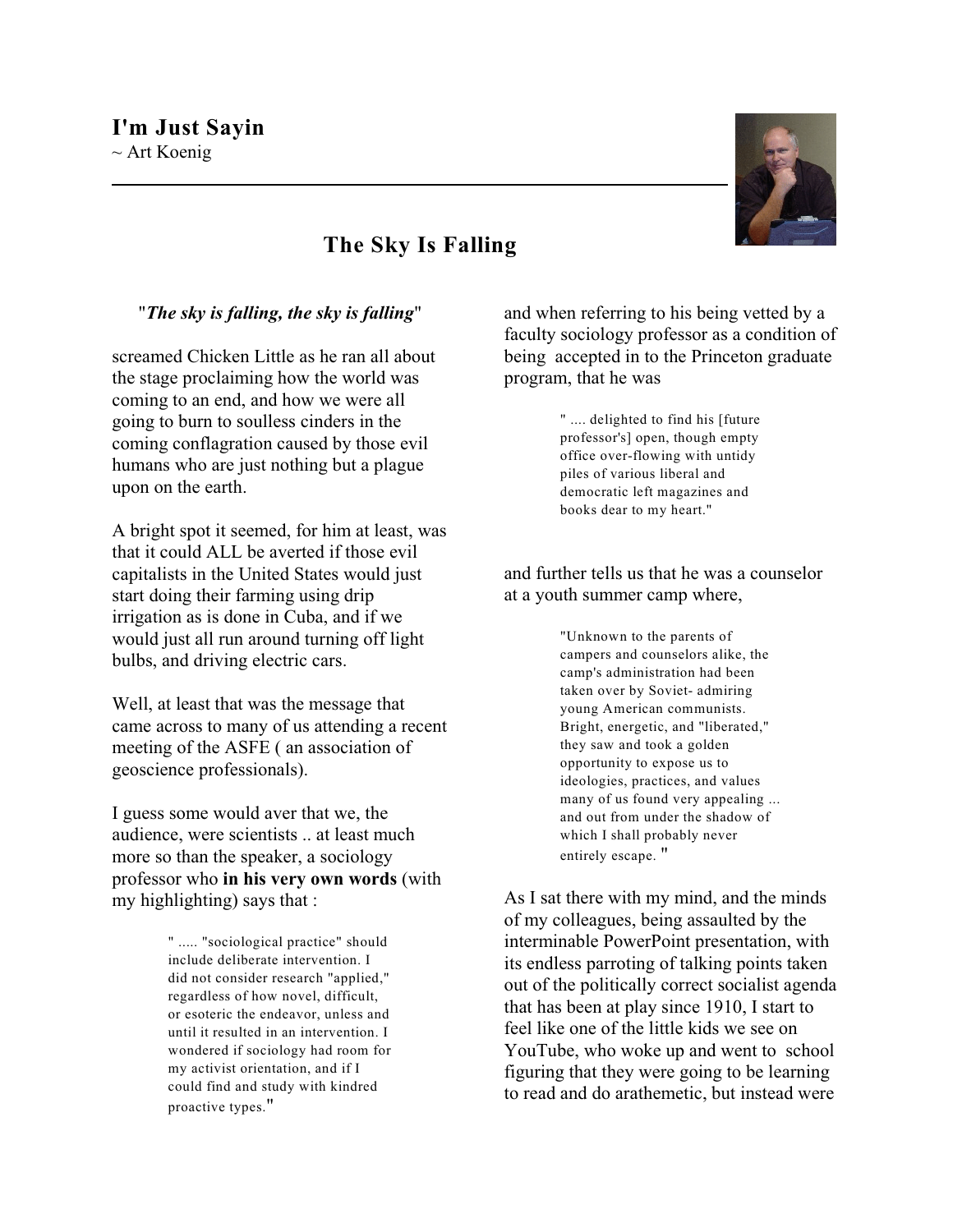# I'm Just Sayin

~ Art Koenig

## The Sky Is Falling

"***The sky is falling, the sky is falling***"

screamed Chicken Little as he ran all about the stage proclaiming how the world was coming to an end, and how we were all going to burn to soulless cinders in the coming conflagration caused by those evil humans who are just nothing but a plague upon on the earth.

A bright spot it seemed, for him at least, was that it could ALL be averted if those evil capitalists in the United States would just start doing their farming using drip irrigation as is done in Cuba, and if we would just all run around turning off light bulbs, and driving electric cars.

Well, at least that was the message that came across to many of us attending a recent meeting of the ASFE ( an association of geoscience professionals).

I guess some would aver that we, the audience, were scientists .. at least much more so than the speaker, a sociology professor who **in his very own words** (with my highlighting) says that :

> " ..... "sociological practice" should include deliberate intervention. I did not consider research "applied," regardless of how novel, difficult, or esoteric the endeavor, unless and until it resulted in an intervention. I wondered if sociology had room for my activist orientation, and if I could find and study with kindred proactive types."

and when referring to his being vetted by a faculty sociology professor as a condition of being accepted in to the Princeton graduate program, that he was

> " .... delighted to find his [future professor's] open, though empty office over-flowing with untidy piles of various liberal and democratic left magazines and books dear to my heart."

and further tells us that he was a counselor at a youth summer camp where,

> "Unknown to the parents of campers and counselors alike, the camp's administration had been taken over by Soviet- admiring young American communists. Bright, energetic, and "liberated," they saw and took a golden opportunity to expose us to ideologies, practices, and values many of us found very appealing ... and out from under the shadow of which I shall probably never entirely escape. "

As I sat there with my mind, and the minds of my colleagues, being assaulted by the interminable PowerPoint presentation, with its endless parroting of talking points taken out of the politically correct socialist agenda that has been at play since 1910, I start to feel like one of the little kids we see on YouTube, who woke up and went to school figuring that they were going to be learning to read and do arathemetic, but instead were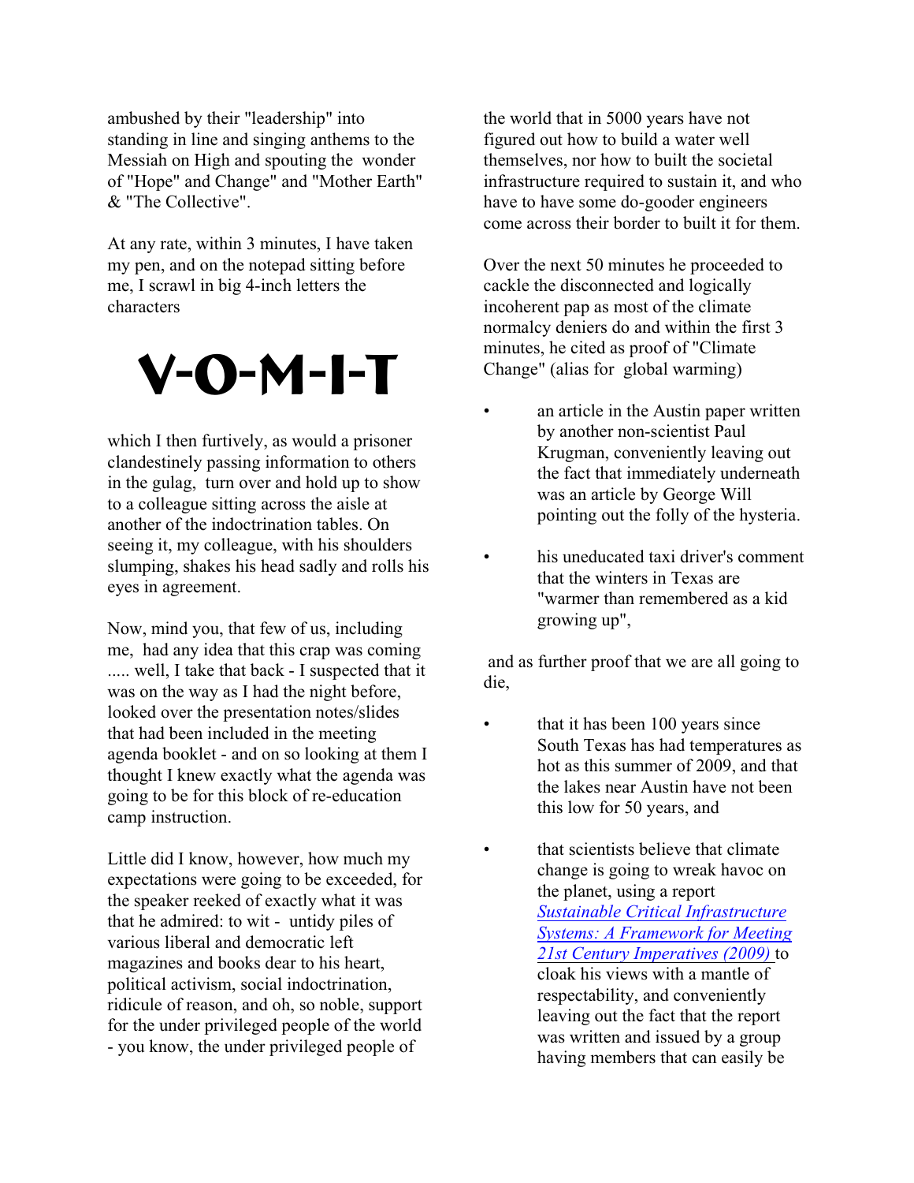ambushed by their "leadership" into standing in line and singing anthems to the Messiah on High and spouting the wonder of "Hope" and Change" and "Mother Earth" & "The Collective".

At any rate, within 3 minutes, I have taken my pen, and on the notepad sitting before me, I scrawl in big 4-inch letters the characters

# V-O-M-I-T

which I then furtively, as would a prisoner clandestinely passing information to others in the gulag, turn over and hold up to show to a colleague sitting across the aisle at another of the indoctrination tables. On seeing it, my colleague, with his shoulders slumping, shakes his head sadly and rolls his eyes in agreement.

Now, mind you, that few of us, including me, had any idea that this crap was coming ..... well, I take that back - I suspected that it was on the way as I had the night before, looked over the presentation notes/slides that had been included in the meeting agenda booklet - and on so looking at them I thought I knew exactly what the agenda was going to be for this block of re-education camp instruction.

Little did I know, however, how much my expectations were going to be exceeded, for the speaker reeked of exactly what it was that he admired: to wit - untidy piles of various liberal and democratic left magazines and books dear to his heart, political activism, social indoctrination, ridicule of reason, and oh, so noble, support for the under privileged people of the world - you know, the under privileged people of the world that in 5000 years have not figured out how to build a water well themselves, nor how to built the societal infrastructure required to sustain it, and who have to have some do-gooder engineers come across their border to built it for them.

Over the next 50 minutes he proceeded to cackle the disconnected and logically incoherent pap as most of the climate normalcy deniers do and within the first 3 minutes, he cited as proof of "Climate Change" (alias for global warming)

- an article in the Austin paper written by another non-scientist Paul Krugman, conveniently leaving out the fact that immediately underneath was an article by George Will pointing out the folly of the hysteria.
- his uneducated taxi driver's comment that the winters in Texas are "warmer than remembered as a kid growing up",

and as further proof that we are all going to die,

- that it has been 100 years since South Texas has had temperatures as hot as this summer of 2009, and that the lakes near Austin have not been this low for 50 years, and
- that scientists believe that climate change is going to wreak havoc on the planet, using a report *Sustainable Critical Infrastructure Systems: A Framework for Meeting 21st Century Imperatives (2009)* to cloak his views with a mantle of respectability, and conveniently leaving out the fact that the report was written and issued by a group having members that can easily be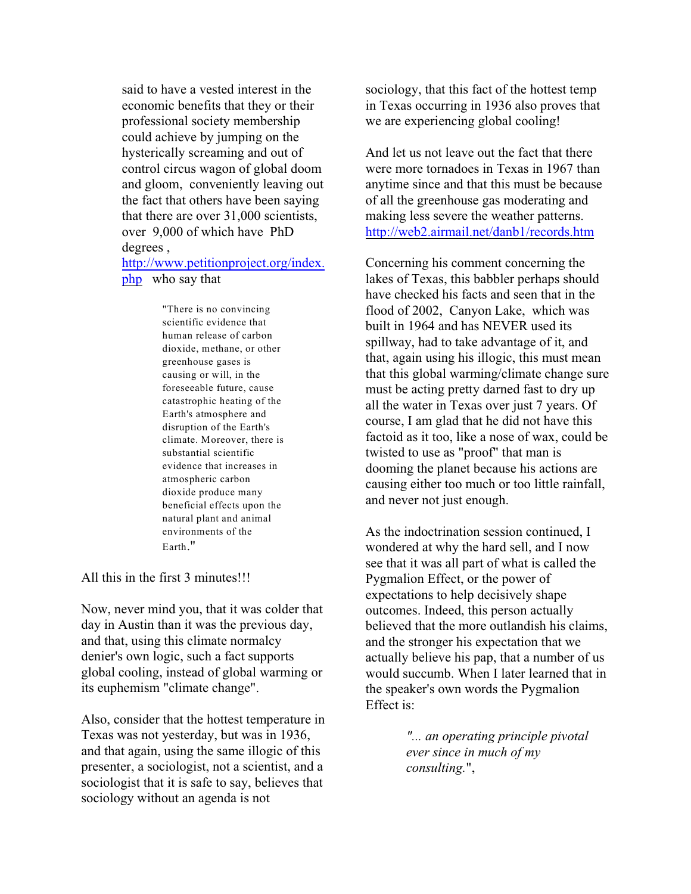said to have a vested interest in the economic benefits that they or their professional society membership could achieve by jumping on the hysterically screaming and out of control circus wagon of global doom and gloom, conveniently leaving out the fact that others have been saying that there are over 31,000 scientists, over 9,000 of which have PhD degrees , [http://www.petitionproject.org/index.php](http://www.petitionproject.org/index.php) who say that

> "There is no convincing scientific evidence that human release of carbon dioxide, methane, or other greenhouse gases is causing or will, in the foreseeable future, cause catastrophic heating of the Earth's atmosphere and disruption of the Earth's climate. Moreover, there is substantial scientific evidence that increases in atmospheric carbon dioxide produce many beneficial effects upon the natural plant and animal environments of the Earth."

All this in the first 3 minutes!!!

Now, never mind you, that it was colder that day in Austin than it was the previous day, and that, using this climate normalcy denier's own logic, such a fact supports global cooling, instead of global warming or its euphemism "climate change".

Also, consider that the hottest temperature in Texas was not yesterday, but was in 1936, and that again, using the same illogic of this presenter, a sociologist, not a scientist, and a sociologist that it is safe to say, believes that sociology without an agenda is not sociology, that this fact of the hottest temp in Texas occurring in 1936 also proves that we are experiencing global cooling!

And let us not leave out the fact that there were more tornadoes in Texas in 1967 than anytime since and that this must be because of all the greenhouse gas moderating and making less severe the weather patterns. [http://web2.airmail.net/danb1/records.htm](http://web2.airmail.net/danb1/records.htm)

Concerning his comment concerning the lakes of Texas, this babbler perhaps should have checked his facts and seen that in the flood of 2002, Canyon Lake, which was built in 1964 and has NEVER used its spillway, had to take advantage of it, and that, again using his illogic, this must mean that this global warming/climate change sure must be acting pretty darned fast to dry up all the water in Texas over just 7 years. Of course, I am glad that he did not have this factoid as it too, like a nose of wax, could be twisted to use as "proof" that man is dooming the planet because his actions are causing either too much or too little rainfall, and never not just enough.

As the indoctrination session continued, I wondered at why the hard sell, and I now see that it was all part of what is called the Pygmalion Effect, or the power of expectations to help decisively shape outcomes. Indeed, this person actually believed that the more outlandish his claims, and the stronger his expectation that we actually believe his pap, that a number of us would succumb. When I later learned that in the speaker's own words the Pygmalion Effect is:

> *"... an operating principle pivotal ever since in much of my consulting.*",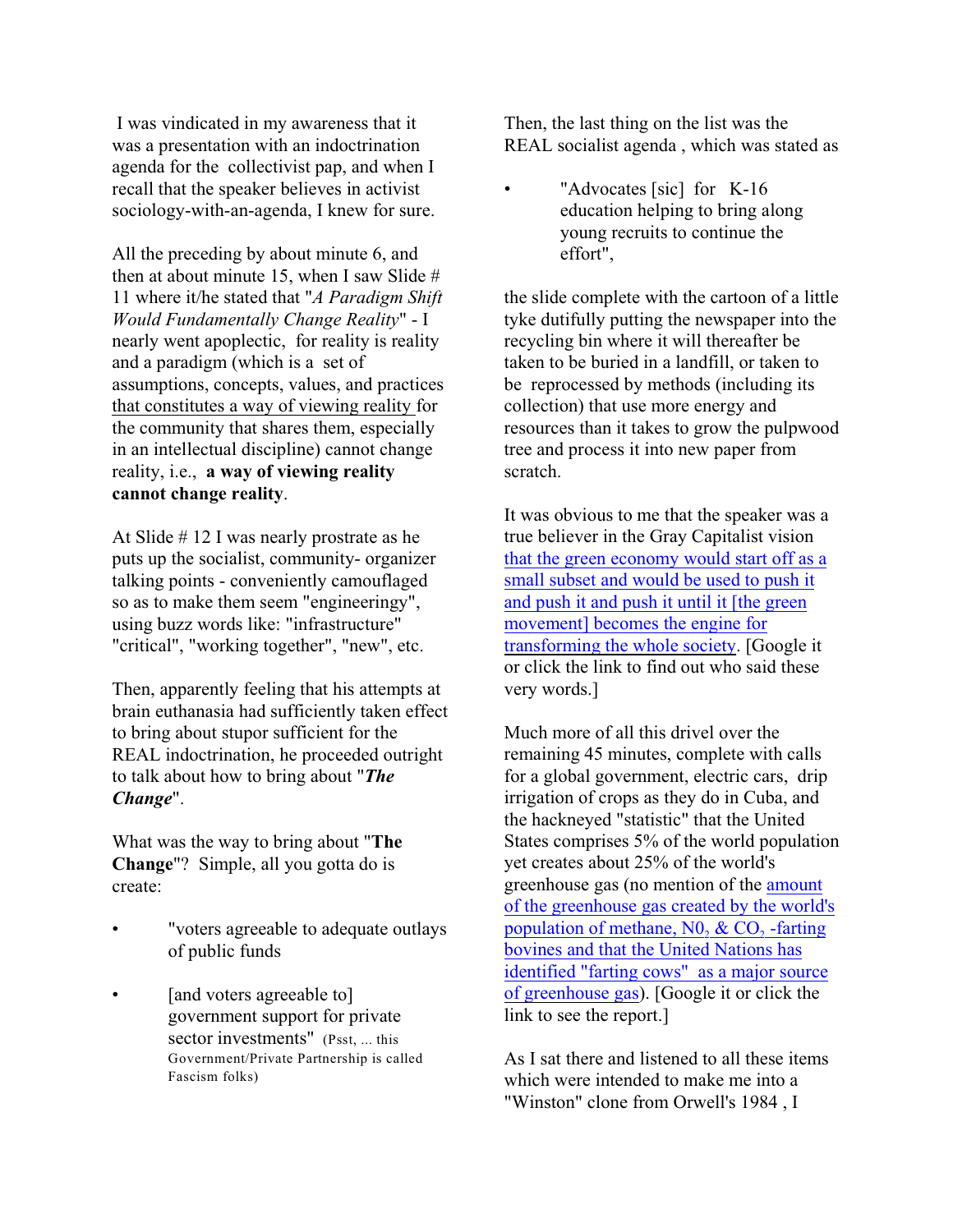I was vindicated in my awareness that it was a presentation with an indoctrination agenda for the collectivist pap, and when I recall that the speaker believes in activist sociology-with-an-agenda, I knew for sure.

All the preceding by about minute 6, and then at about minute 15, when I saw Slide # 11 where it/he stated that "*A Paradigm Shift Would Fundamentally Change Reality*" - I nearly went apoplectic, for reality is reality and a paradigm (which is a set of assumptions, concepts, values, and practices that constitutes a way of viewing reality for the community that shares them, especially in an intellectual discipline) cannot change reality, i.e., **a way of viewing reality cannot change reality**.

At Slide # 12 I was nearly prostrate as he puts up the socialist, community- organizer talking points - conveniently camouflaged so as to make them seem "engineering", using buzz words like: "infrastructure" "critical", "working together", "new", etc.

Then, apparently feeling that his attempts at brain euthanasia had sufficiently taken effect to bring about stupor sufficient for the REAL indoctrination, he proceeded outright to talk about how to bring about "***The Change***".

What was the way to bring about "**The Change**"? Simple, all you gotta do is create:

- "voters agreeable to adequate outlays of public funds
- [and voters agreeable to] government support for private sector investments" (Psst, ... this Government/Private Partnership is called Fascism folks)

Then, the last thing on the list was the REAL socialist agenda , which was stated as

- "Advocates [sic] for K-16 education helping to bring along young recruits to continue the effort",

the slide complete with the cartoon of a little tyke dutifully putting the newspaper into the recycling bin where it will thereafter be taken to be buried in a landfill, or taken to be reprocessed by methods (including its collection) that use more energy and resources than it takes to grow the pulpwood tree and process it into new paper from scratch.

It was obvious to me that the speaker was a true believer in the Gray Capitalist vision that the green economy would start off as a small subset and would be used to push it and push it and push it until it [the green movement] becomes the engine for transforming the whole society. [Google it or click the link to find out who said these very words.]

Much more of all this drivel over the remaining 45 minutes, complete with calls for a global government, electric cars, drip irrigation of crops as they do in Cuba, and the hackneyed "statistic" that the United States comprises 5% of the world population yet creates about 25% of the world's greenhouse gas (no mention of the amount of the greenhouse gas created by the world's population of methane, $NO_2$ & $CO_2$ -farting bovines and that the United Nations has identified "farting cows" as a major source of greenhouse gas). [Google it or click the link to see the report.]

As I sat there and listened to all these items which were intended to make me into a "Winston" clone from Orwell's 1984 , I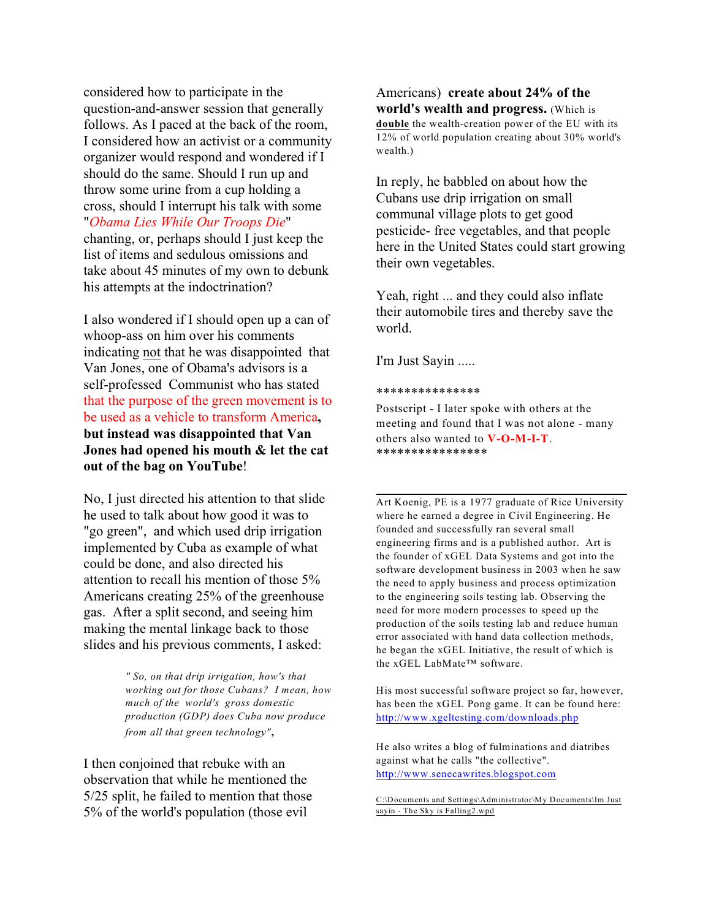considered how to participate in the question-and-answer session that generally follows. As I paced at the back of the room, I considered how an activist or a community organizer would respond and wondered if I should do the same. Should I run up and throw some urine from a cup holding a cross, should I interrupt his talk with some "*Obama Lies While Our Troops Die*" chanting, or, perhaps should I just keep the list of items and sedulous omissions and take about 45 minutes of my own to debunk his attempts at the indoctrination?

I also wondered if I should open up a can of whoop-ass on him over his comments indicating not that he was disappointed that Van Jones, one of Obama's advisors is a self-professed Communist who has stated that the purpose of the green movement is to be used as a vehicle to transform America**, but instead was disappointed that Van Jones had opened his mouth & let the cat out of the bag on YouTube**!

No, I just directed his attention to that slide he used to talk about how good it was to "go green", and which used drip irrigation implemented by Cuba as example of what could be done, and also directed his attention to recall his mention of those 5% Americans creating 25% of the greenhouse gas. After a split second, and seeing him making the mental linkage back to those slides and his previous comments, I asked:

> *" So, on that drip irrigation, how's that working out for those Cubans? I mean, how much of the world's gross domestic production (GDP) does Cuba now produce from all that green technology"*,

I then conjoined that rebuke with an observation that while he mentioned the 5/25 split, he failed to mention that those 5% of the world's population (those evil Americans) **create about 24% of the world's wealth and progress.** (Which is **double** the wealth-creation power of the EU with its 12% of world population creating about 30% world's wealth.)

In reply, he babbled on about how the Cubans use drip irrigation on small communal village plots to get good pesticide- free vegetables, and that people here in the United States could start growing their own vegetables.

Yeah, right ... and they could also inflate their automobile tires and thereby save the world.

I'm Just Sayin .....

***************

Postscript - I later spoke with others at the meeting and found that I was not alone - many others also wanted to **V-O-M-I-T**.

****************

---

Art Koenig, PE is a 1977 graduate of Rice University where he earned a degree in Civil Engineering. He founded and successfully ran several small engineering firms and is a published author. Art is the founder of xGEL Data Systems and got into the software development business in 2003 when he saw the need to apply business and process optimization to the engineering soils testing lab. Observing the need for more modern processes to speed up the production of the soils testing lab and reduce human error associated with hand data collection methods, he began the xGEL Initiative, the result of which is the xGEL LabMate™ software.

His most successful software project so far, however, has been the xGEL Pong game. It can be found here: http://www.xgeltesting.com/downloads.php

He also writes a blog of fulminations and diatribes against what he calls "the collective". http://www.senecawrites.blogspot.com

C:\Documents and Settings\Administrator\My Documents\Im Just sayin - The Sky is Falling2.wpd